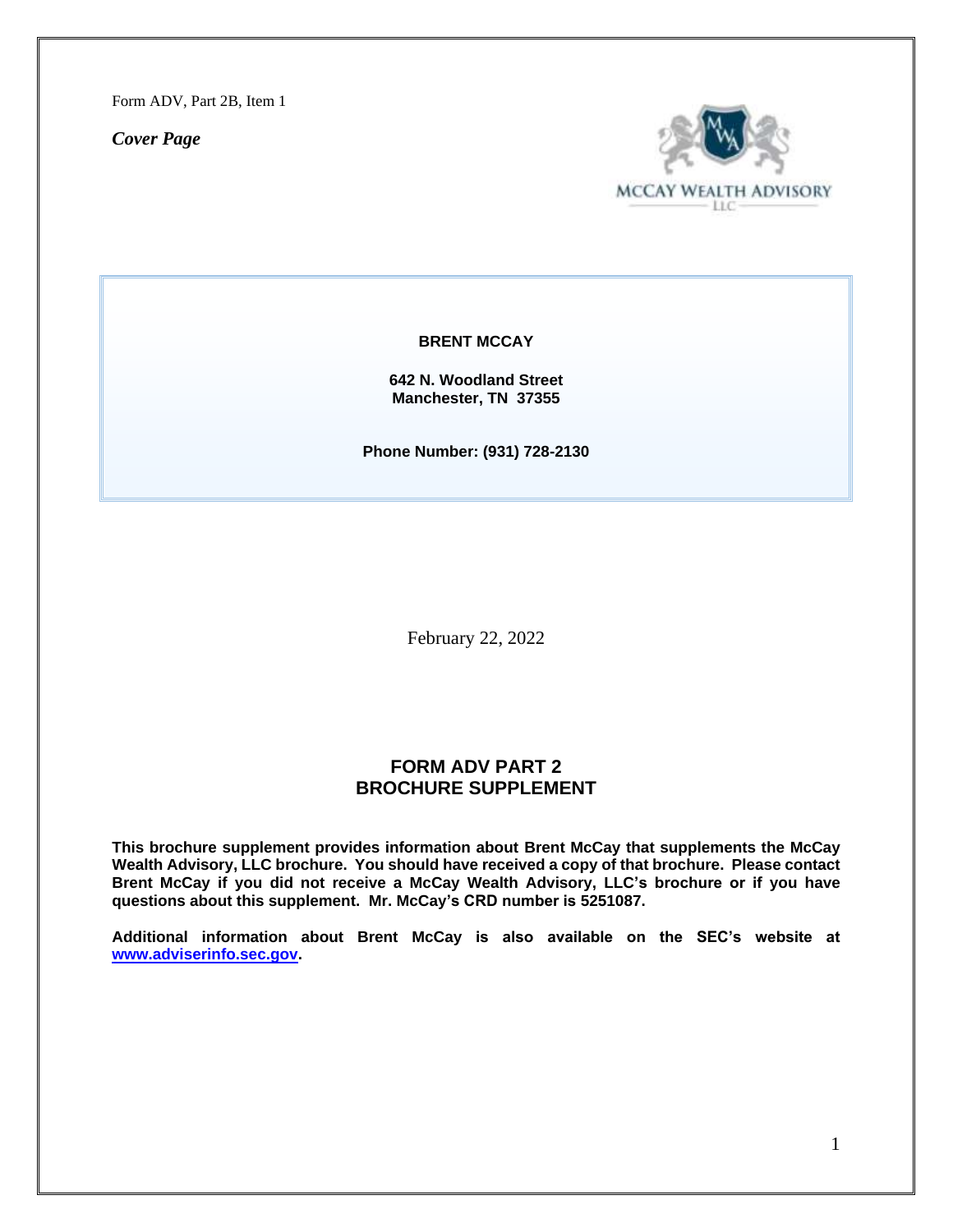Form ADV, Part 2B, Item 1

***Cover Page***

**BRENT MCCAY**

**642 N. Woodland Street**
**Manchester, TN 37355**

**Phone Number: (931) 728-2130**

February 22, 2022

## FORM ADV PART 2
## BROCHURE SUPPLEMENT

**This brochure supplement provides information about Brent McCay that supplements the McCay Wealth Advisory, LLC brochure. You should have received a copy of that brochure. Please contact Brent McCay if you did not receive a McCay Wealth Advisory, LLC's brochure or if you have questions about this supplement. Mr. McCay's CRD number is 5251087.**

**Additional information about Brent McCay is also available on the SEC's website at [www.adviserinfo.sec.gov](http://www.adviserinfo.sec.gov).**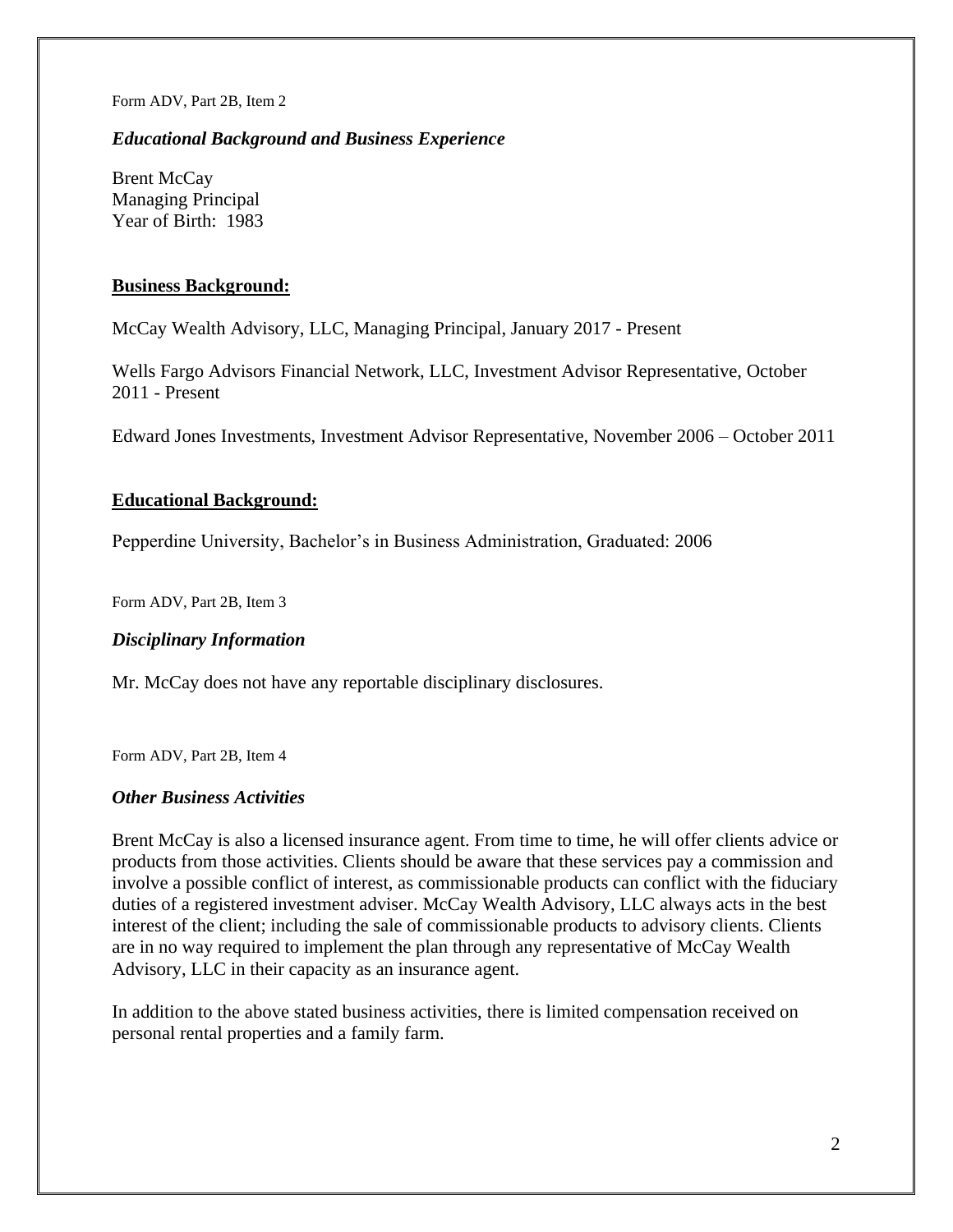Form ADV, Part 2B, Item 2

### *Educational Background and Business Experience*

Brent McCay
Managing Principal
Year of Birth: 1983

**Business Background:**

McCay Wealth Advisory, LLC, Managing Principal, January 2017 - Present

Wells Fargo Advisors Financial Network, LLC, Investment Advisor Representative, October 2011 - Present

Edward Jones Investments, Investment Advisor Representative, November 2006 – October 2011

**Educational Background:**

Pepperdine University, Bachelor's in Business Administration, Graduated: 2006

Form ADV, Part 2B, Item 3

### *Disciplinary Information*

Mr. McCay does not have any reportable disciplinary disclosures.

Form ADV, Part 2B, Item 4

### *Other Business Activities*

Brent McCay is also a licensed insurance agent. From time to time, he will offer clients advice or products from those activities. Clients should be aware that these services pay a commission and involve a possible conflict of interest, as commissionable products can conflict with the fiduciary duties of a registered investment adviser. McCay Wealth Advisory, LLC always acts in the best interest of the client; including the sale of commissionable products to advisory clients. Clients are in no way required to implement the plan through any representative of McCay Wealth Advisory, LLC in their capacity as an insurance agent.

In addition to the above stated business activities, there is limited compensation received on personal rental properties and a family farm.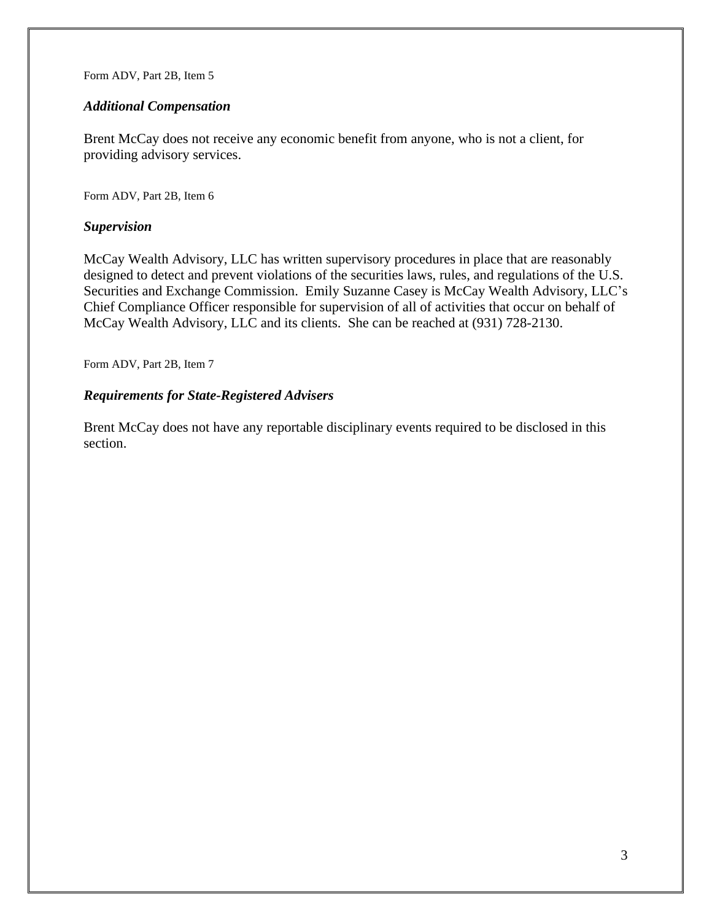Form ADV, Part 2B, Item 5

### *Additional Compensation*

Brent McCay does not receive any economic benefit from anyone, who is not a client, for providing advisory services.

Form ADV, Part 2B, Item 6

### *Supervision*

McCay Wealth Advisory, LLC has written supervisory procedures in place that are reasonably designed to detect and prevent violations of the securities laws, rules, and regulations of the U.S. Securities and Exchange Commission. Emily Suzanne Casey is McCay Wealth Advisory, LLC's Chief Compliance Officer responsible for supervision of all of activities that occur on behalf of McCay Wealth Advisory, LLC and its clients. She can be reached at (931) 728-2130.

Form ADV, Part 2B, Item 7

### *Requirements for State-Registered Advisers*

Brent McCay does not have any reportable disciplinary events required to be disclosed in this section.